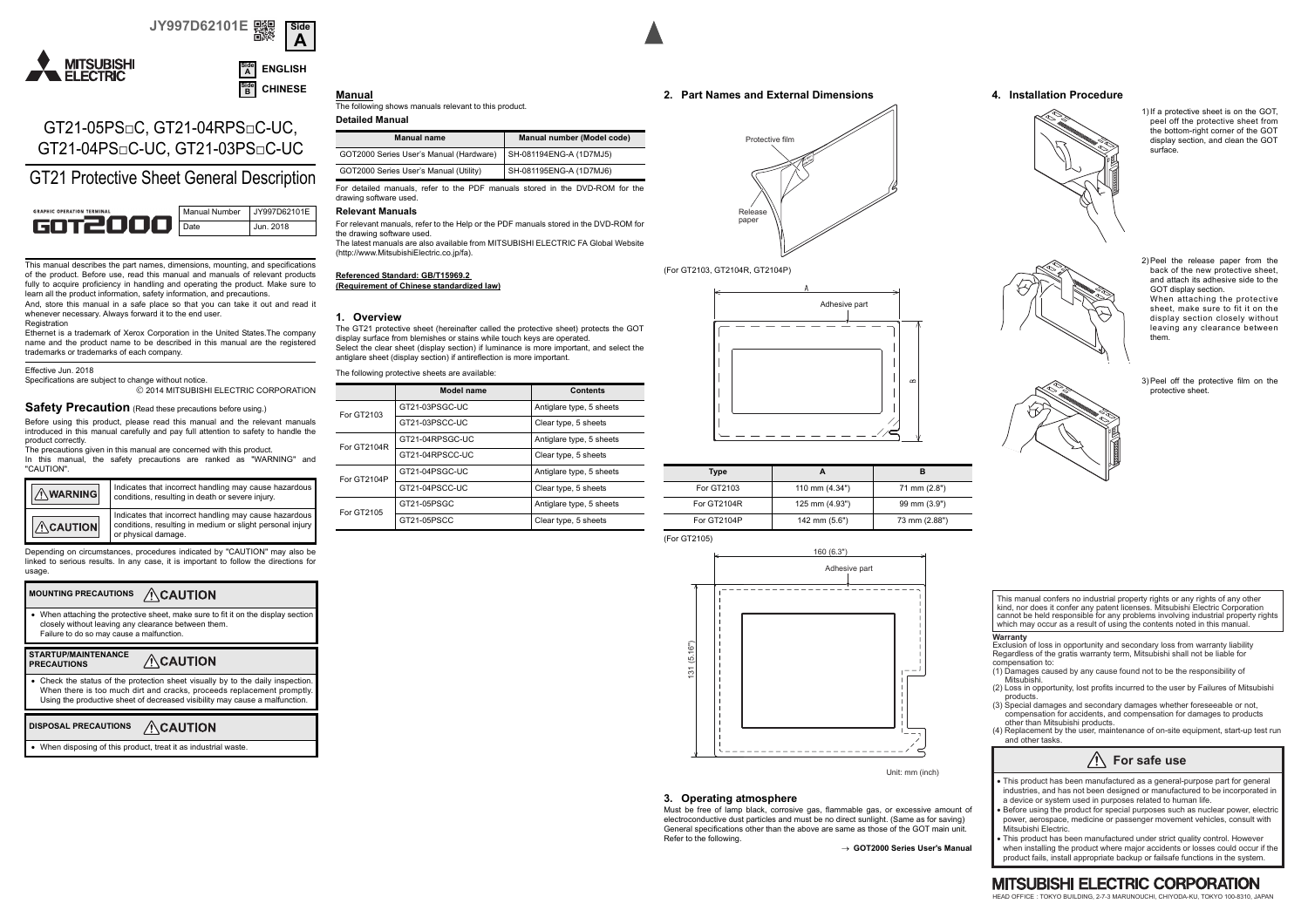JY997D62101E

Side A

MITSUBISHI ELECTRIC

Side A ENGLISH
Side B CHINESE

# GT21-05PS□C, GT21-04RPS□C-UC, GT21-04PS□C-UC, GT21-03PS□C-UC

# GT21 Protective Sheet General Description

| GRAPHIC OPERATION TERMINAL GOT2000 | Manual Number | JY997D62101E |
|---|---|---|
| | Date | Jun. 2018 |

This manual describes the part names, dimensions, mounting, and specifications of the product. Before use, read this manual and manuals of relevant products fully to acquire proficiency in handling and operating the product. Make sure to learn all the product information, safety information, and precautions.

And, store this manual in a safe place so that you can take it out and read it whenever necessary. Always forward it to the end user.

Registration

Ethernet is a trademark of Xerox Corporation in the United States.The company name and the product name to be described in this manual are the registered trademarks or trademarks of each company.

Effective Jun. 2018

Specifications are subject to change without notice.

© 2014 MITSUBISHI ELECTRIC CORPORATION

## Safety Precaution (Read these precautions before using.)

Before using this product, please read this manual and the relevant manuals introduced in this manual carefully and pay full attention to safety to handle the product correctly.

The precautions given in this manual are concerned with this product.

In this manual, the safety precautions are ranked as "WARNING" and "CAUTION".

| | |
|---|---|
| ⚠WARNING | Indicates that incorrect handling may cause hazardous conditions, resulting in death or severe injury. |
| ⚠CAUTION | Indicates that incorrect handling may cause hazardous conditions, resulting in medium or slight personal injury or physical damage. |

Depending on circumstances, procedures indicated by "CAUTION" may also be linked to serious results. In any case, it is important to follow the directions for usage.

**MOUNTING PRECAUTIONS ⚠CAUTION**

- When attaching the protective sheet, make sure to fit it on the display section closely without leaving any clearance between them. Failure to do so may cause a malfunction.

**STARTUP/MAINTENANCE PRECAUTIONS ⚠CAUTION**

- Check the status of the protection sheet visually by to the daily inspection. When there is too much dirt and cracks, proceeds replacement promptly. Using the productive sheet of decreased visibility may cause a malfunction.

**DISPOSAL PRECAUTIONS ⚠CAUTION**

- When disposing of this product, treat it as industrial waste.

## Manual

The following shows manuals relevant to this product.

**Detailed Manual**

| Manual name | Manual number (Model code) |
|---|---|
| GOT2000 Series User's Manual (Hardware) | SH-081194ENG-A (1D7MJ5) |
| GOT2000 Series User's Manual (Utility) | SH-081195ENG-A (1D7MJ6) |

For detailed manuals, refer to the PDF manuals stored in the DVD-ROM for the drawing software used.

**Relevant Manuals**

For relevant manuals, refer to the Help or the PDF manuals stored in the DVD-ROM for the drawing software used.

The latest manuals are also available from MITSUBISHI ELECTRIC FA Global Website (http://www.MitsubishiElectric.co.jp/fa).

**Referenced Standard: GB/T15969.2 (Requirement of Chinese standardized law)**

## 1. Overview

The GT21 protective sheet (hereinafter called the protective sheet) protects the GOT display surface from blemishes or stains while touch keys are operated.

Select the clear sheet (display section) if luminance is more important, and select the antiglare sheet (display section) if antireflection is more important.

The following protective sheets are available:

| | Model name | Contents |
|---|---|---|
| For GT2103 | GT21-03PSGC-UC | Antiglare type, 5 sheets |
| | GT21-03PSCC-UC | Clear type, 5 sheets |
| For GT2104R | GT21-04RPSGC-UC | Antiglare type, 5 sheets |
| | GT21-04RPSCC-UC | Clear type, 5 sheets |
| For GT2104P | GT21-04PSGC-UC | Antiglare type, 5 sheets |
| | GT21-04PSCC-UC | Clear type, 5 sheets |
| For GT2105 | GT21-05PSGC | Antiglare type, 5 sheets |
| | GT21-05PSCC | Clear type, 5 sheets |

## 2. Part Names and External Dimensions

Protective film

Release paper

(For GT2103, GT2104R, GT2104P)

Adhesive part

| Type | A | B |
|---|---|---|
| For GT2103 | 110 mm (4.34") | 71 mm (2.8") |
| For GT2104R | 125 mm (4.93") | 99 mm (3.9") |
| For GT2104P | 142 mm (5.6") | 73 mm (2.88") |

(For GT2105)

160 (6.3")

Adhesive part

131 (5.16")

Unit: mm (inch)

## 3. Operating atmosphere

Must be free of lamp black, corrosive gas, flammable gas, or excessive amount of electroconductive dust particles and must be no direct sunlight. (Same as for saving) General specifications other than the above are same as those of the GOT main unit. Refer to the following.

→ **GOT2000 Series User's Manual**

## 4. Installation Procedure

1) If a protective sheet is on the GOT, peel off the protective sheet from the bottom-right corner of the GOT display section, and clean the GOT surface.

2) Peel the release paper from the back of the new protective sheet, and attach its adhesive side to the GOT display section. When attaching the protective sheet, make sure to fit it on the display section closely without leaving any clearance between them.

3) Peel off the protective film on the protective sheet.

This manual confers no industrial property rights or any rights of any other kind, nor does it confer any patent licenses. Mitsubishi Electric Corporation cannot be held responsible for any problems involving industrial property rights which may occur as a result of using the contents noted in this manual.

**Warranty**

Exclusion of loss in opportunity and secondary loss from warranty liability

Regardless of the gratis warranty term, Mitsubishi shall not be liable for compensation to:

(1) Damages caused by any cause found not to be the responsibility of Mitsubishi.
(2) Loss in opportunity, lost profits incurred to the user by Failures of Mitsubishi products.
(3) Special damages and secondary damages whether foreseeable or not, compensation for accidents, and compensation for damages to products other than Mitsubishi products.
(4) Replacement by the user, maintenance of on-site equipment, start-up test run and other tasks.

### ⚠ For safe use

- This product has been manufactured as a general-purpose part for general industries, and has not been designed or manufactured to be incorporated in a device or system used in purposes related to human life.
- Before using the product for special purposes such as nuclear power, electric power, aerospace, medicine or passenger movement vehicles, consult with Mitsubishi Electric.
- This product has been manufactured under strict quality control. However when installing the product where major accidents or losses could occur if the product fails, install appropriate backup or failsafe functions in the system.

**MITSUBISHI ELECTRIC CORPORATION**

HEAD OFFICE : TOKYO BUILDING, 2-7-3 MARUNOUCHI, CHIYODA-KU, TOKYO 100-8310, JAPAN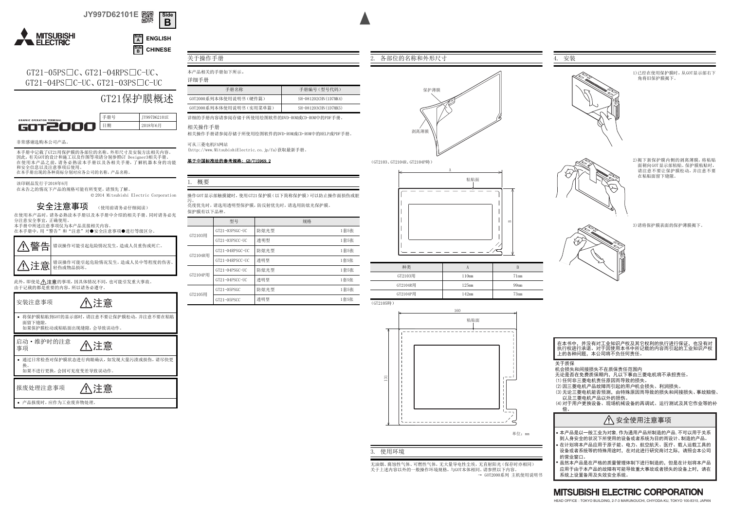JY997D62101E

Side B

MITSUBISHI ELECTRIC

Side A ENGLISH

Side B CHINESE

# GT21-05PS□C、GT21-04RPS□C-UC、GT21-04PS□C-UC、GT21-03PS□C-UC

# GT21保护膜概述

| | |
|---|---|
| 手册号 | JY997D62101E |
| 日期 | 2018年6月 |

非常感谢选购本公司产品。

本手册中记载了GT21用保护膜的各部位的名称、外形尺寸及安装方法相关内容。因此，有关GOT的设计和施工以及作图等项请分别参照GT Designer3相关手册。
在使用本产品之前，请务必阅读本手册以及各相关手册，了解机器本身的功能和安全信息以及注意事项后使用。
在本手册出现的各种商标分别对应各公司的名称，产品名称。

该印刷品发行于2018年6月
在未告之的情况下产品的规格可能有所变更，请预先了解。
© 2014 Mitsubishi Electric Corporation

## 安全注意事项 （使用前请务必仔细阅读）

在使用本产品时，请务必熟读本手册以及本手册中介绍的相关手册。同时请务必充分注意安全事宜，正确使用。
本手册中所述注意事项仅为本产品直接相关内容。
在本手册中，用"警告"和"注意"对●安全注意事项●进行等级区分。

| | |
|---|---|
| ⚠警告 | 错误操作可能引起危险情况发生，造成人员重伤或死亡。 |
| ⚠注意 | 错误操作可能引起危险情况发生，造成人员中等程度的伤害、轻伤或物品损坏。 |

此外，即使是⚠注意的事项，因具体情况不同，也可能引发重大事故。
由于记载的都是重要的内容，所以请务必遵守。

**安装注意事项 ⚠注意**

- 将保护膜粘贴到GOT的显示部时，请注意不要让保护膜松动，并注意不要在粘贴面留下缝隙。
  如果保护膜松动或粘贴面出现缝隙，会导致误动作。

**启动・维护时的注意事项 ⚠注意**

- 通过日常检查对保护膜状态进行肉眼确认，如发现大量污渍或损伤，请尽快更换。
  如果不进行更换，会因可见度变差导致误动作。

**报废处理注意事项 ⚠注意**

- 产品报废时，应作为工业废弃物处理。

## 关于操作手册

本产品相关的手册如下所示。

详细手册

| 手册名称 | 手册编号（型号代码） |
|---|---|
| GOT2000系列本体使用说明书（硬件篇） | SH-081202CHN(1D7MK4) |
| GOT2000系列本体使用说明书（实用菜单篇） | SH-081203CHN(1D7MK5) |

详细的手册内容请参阅存储于所使用绘图软件的DVD-ROM或CD-ROM中的PDF手册。

相关操作手册
相关操作手册请参阅存储于所使用绘图软件的DVD-ROM或CD-ROM中的HELP或PDF手册。

可从三菱电机FA网站
(http://www.MitsubishiElectric.co.jp/fa)获取最新手册。

**基于中国标准法的参考规格：GB/T15969.2**

## 1. 概要

操作GOT显示部触摸键时，使用GT21保护膜（以下简称保护膜）可以防止操作面损伤或脏污。
亮度优先时，请选用透明型保护膜，防反射优先时，请选用防炫光保护膜。
保护膜有以下品种。

| | 型号 | 规格 | |
|---|---|---|---|
| GT2103用 | GT21-03PSGC-UC | 防炫光型 | 1套5张 |
| | GT21-03PSCC-UC | 透明型 | 1套5张 |
| GT2104R用 | GT21-04RPSGC-UC | 防炫光型 | 1套5张 |
| | GT21-04RPSCC-UC | 透明型 | 1套5张 |
| GT2104P用 | GT21-04PSGC-UC | 防炫光型 | 1套5张 |
| | GT21-04PSCC-UC | 透明型 | 1套5张 |
| GT2105用 | GT21-05PSGC | 防炫光型 | 1套5张 |
| | GT21-05PSCC | 透明型 | 1套5张 |

## 2. 各部位的名称和外形尺寸

保护薄膜

剥离薄膜

（GT2103、GT2104R、GT2104P时）

A

粘贴面

B

| 种类 | A | B |
|---|---|---|
| GT2103用 | 110mm | 71mm |
| GT2104R用 | 125mm | 99mm |
| GT2104P用 | 142mm | 73mm |

（GT2105时）

160

粘贴面

131

单位：mm

## 3. 使用环境

无油烟、腐蚀性气体、可燃性气体，无大量导电性尘埃，无直射阳光（保存时亦相同）
关于上述内容以外的一般操作环境规格，与GOT本体相同，请参照以下内容。
→ GOT2000系列 主机使用说明书

## 4. 安装

1)已经在使用保护膜时，从GOT显示部右下角将旧保护膜揭下。

2)揭下新保护膜内侧的剥离薄膜，将粘贴面朝向GOT显示部粘贴，保护膜粘贴时，请注意不要让保护膜松动，并注意不要在粘贴面留下缝隙。

3)请将保护膜表面的保护薄膜揭下。

在本书中，并没有对工业知识产权及其它权利的执行进行保证，也没有对执行权进行承诺。对于因使用本书中所记载的内容而引起的工业知识产权上的各种问题，本公司将不负任何责任。

关于质保
机会损失和间接损失不在质保责任范围内
无论是否在免费质保期内，凡以下事由三菱电机将不承担责任。
(1)任何非三菱电机责任原因而导致的损失。
(2)因三菱电机产品故障而引起的用户机会损失、利润损失。
(3)无论三菱电机能否预测，由特殊原因而导致的损失和间接损失、事故赔偿、以及三菱电机产品以外的损伤。
(4)对于用户更换设备、现场机械设备的再调试、运行测试及其它作业等的补偿。

**⚠ 安全使用注意事项**

- 本产品是以一般工业为对象，作为通用产品所制造的产品，不可以用于关系到人身安全的状况下所使用的设备或者系统为目的而设计、制造的产品。
- 在计划将本产品应用于原子能、电力、航空航天、医疗、载人运载工具的设备或者系统等的特殊用途时，在对此进行研究商讨之际，请照会本公司的营业窗口。
- 虽然本产品是在严格的质量管理体制下进行制造的，但是在计划将本产品应用于由于本产品的故障有可能导致重大事故或者损失的设备上时，请在系统上设置备用及失效安全系统。

**MITSUBISHI ELECTRIC CORPORATION**

HEAD OFFICE : TOKYO BUILDING, 2-7-3 MARUNOUCHI, CHIYODA-KU, TOKYO 100-8310, JAPAN